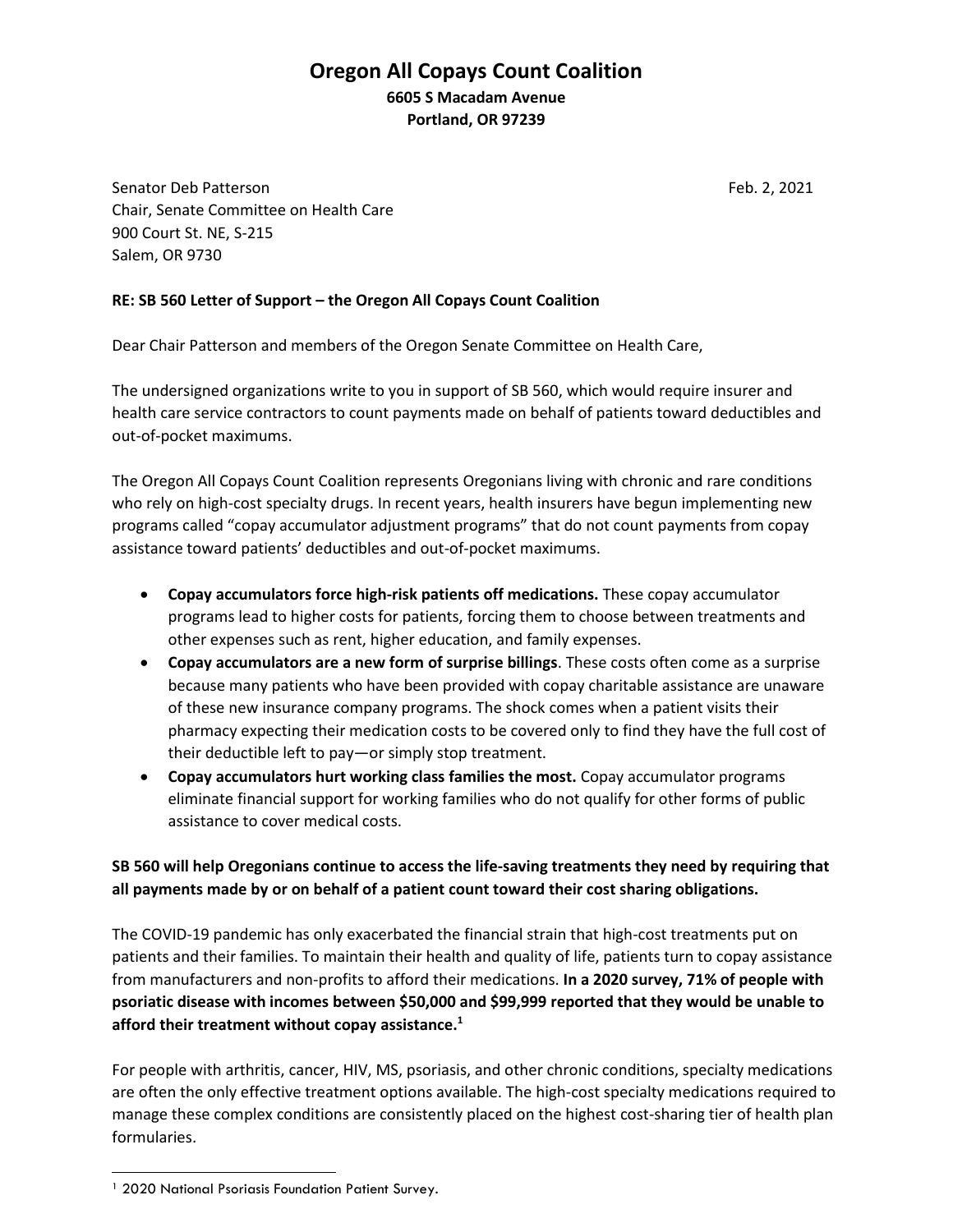# Oregon All Copays Count Coalition

**6605 S Macadam Avenue**
**Portland, OR 97239**

Senator Deb Patterson
Chair, Senate Committee on Health Care
900 Court St. NE, S-215
Salem, OR 9730

Feb. 2, 2021

**RE: SB 560 Letter of Support – the Oregon All Copays Count Coalition**

Dear Chair Patterson and members of the Oregon Senate Committee on Health Care,

The undersigned organizations write to you in support of SB 560, which would require insurer and health care service contractors to count payments made on behalf of patients toward deductibles and out-of-pocket maximums.

The Oregon All Copays Count Coalition represents Oregonians living with chronic and rare conditions who rely on high-cost specialty drugs. In recent years, health insurers have begun implementing new programs called "copay accumulator adjustment programs" that do not count payments from copay assistance toward patients' deductibles and out-of-pocket maximums.

- **Copay accumulators force high-risk patients off medications.** These copay accumulator programs lead to higher costs for patients, forcing them to choose between treatments and other expenses such as rent, higher education, and family expenses.
- **Copay accumulators are a new form of surprise billings**. These costs often come as a surprise because many patients who have been provided with copay charitable assistance are unaware of these new insurance company programs. The shock comes when a patient visits their pharmacy expecting their medication costs to be covered only to find they have the full cost of their deductible left to pay—or simply stop treatment.
- **Copay accumulators hurt working class families the most.** Copay accumulator programs eliminate financial support for working families who do not qualify for other forms of public assistance to cover medical costs.

**SB 560 will help Oregonians continue to access the life-saving treatments they need by requiring that all payments made by or on behalf of a patient count toward their cost sharing obligations.**

The COVID-19 pandemic has only exacerbated the financial strain that high-cost treatments put on patients and their families. To maintain their health and quality of life, patients turn to copay assistance from manufacturers and non-profits to afford their medications. **In a 2020 survey, 71% of people with psoriatic disease with incomes between $50,000 and $99,999 reported that they would be unable to afford their treatment without copay assistance.[1]**

For people with arthritis, cancer, HIV, MS, psoriasis, and other chronic conditions, specialty medications are often the only effective treatment options available. The high-cost specialty medications required to manage these complex conditions are consistently placed on the highest cost-sharing tier of health plan formularies.

---

[1] 2020 National Psoriasis Foundation Patient Survey.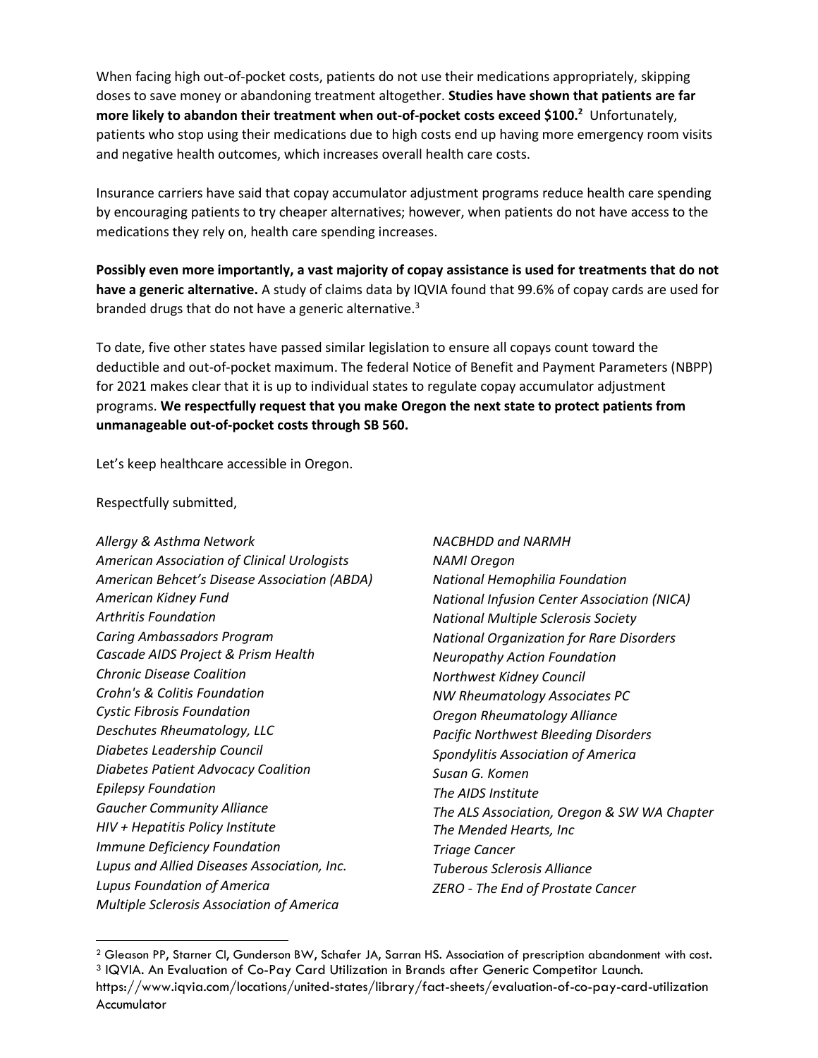When facing high out-of-pocket costs, patients do not use their medications appropriately, skipping doses to save money or abandoning treatment altogether. **Studies have shown that patients are far more likely to abandon their treatment when out-of-pocket costs exceed $100.[2]** Unfortunately, patients who stop using their medications due to high costs end up having more emergency room visits and negative health outcomes, which increases overall health care costs.

Insurance carriers have said that copay accumulator adjustment programs reduce health care spending by encouraging patients to try cheaper alternatives; however, when patients do not have access to the medications they rely on, health care spending increases.

**Possibly even more importantly, a vast majority of copay assistance is used for treatments that do not have a generic alternative.** A study of claims data by IQVIA found that 99.6% of copay cards are used for branded drugs that do not have a generic alternative.[3]

To date, five other states have passed similar legislation to ensure all copays count toward the deductible and out-of-pocket maximum. The federal Notice of Benefit and Payment Parameters (NBPP) for 2021 makes clear that it is up to individual states to regulate copay accumulator adjustment programs. **We respectfully request that you make Oregon the next state to protect patients from unmanageable out-of-pocket costs through SB 560.**

Let's keep healthcare accessible in Oregon.

Respectfully submitted,

*Allergy & Asthma Network*
*American Association of Clinical Urologists*
*American Behcet's Disease Association (ABDA)*
*American Kidney Fund*
*Arthritis Foundation*
*Caring Ambassadors Program*
*Cascade AIDS Project & Prism Health*
*Chronic Disease Coalition*
*Crohn's & Colitis Foundation*
*Cystic Fibrosis Foundation*
*Deschutes Rheumatology, LLC*
*Diabetes Leadership Council*
*Diabetes Patient Advocacy Coalition*
*Epilepsy Foundation*
*Gaucher Community Alliance*
*HIV + Hepatitis Policy Institute*
*Immune Deficiency Foundation*
*Lupus and Allied Diseases Association, Inc.*
*Lupus Foundation of America*
*Multiple Sclerosis Association of America*
*NACBHDD and NARMH*
*NAMI Oregon*
*National Hemophilia Foundation*
*National Infusion Center Association (NICA)*
*National Multiple Sclerosis Society*
*National Organization for Rare Disorders*
*Neuropathy Action Foundation*
*Northwest Kidney Council*
*NW Rheumatology Associates PC*
*Oregon Rheumatology Alliance*
*Pacific Northwest Bleeding Disorders*
*Spondylitis Association of America*
*Susan G. Komen*
*The AIDS Institute*
*The ALS Association, Oregon & SW WA Chapter*
*The Mended Hearts, Inc*
*Triage Cancer*
*Tuberous Sclerosis Alliance*
*ZERO - The End of Prostate Cancer*

---

[2] Gleason PP, Starner CI, Gunderson BW, Schafer JA, Sarran HS. Association of prescription abandonment with cost.
[3] IQVIA. An Evaluation of Co-Pay Card Utilization in Brands after Generic Competitor Launch. https://www.iqvia.com/locations/united-states/library/fact-sheets/evaluation-of-co-pay-card-utilization Accumulator